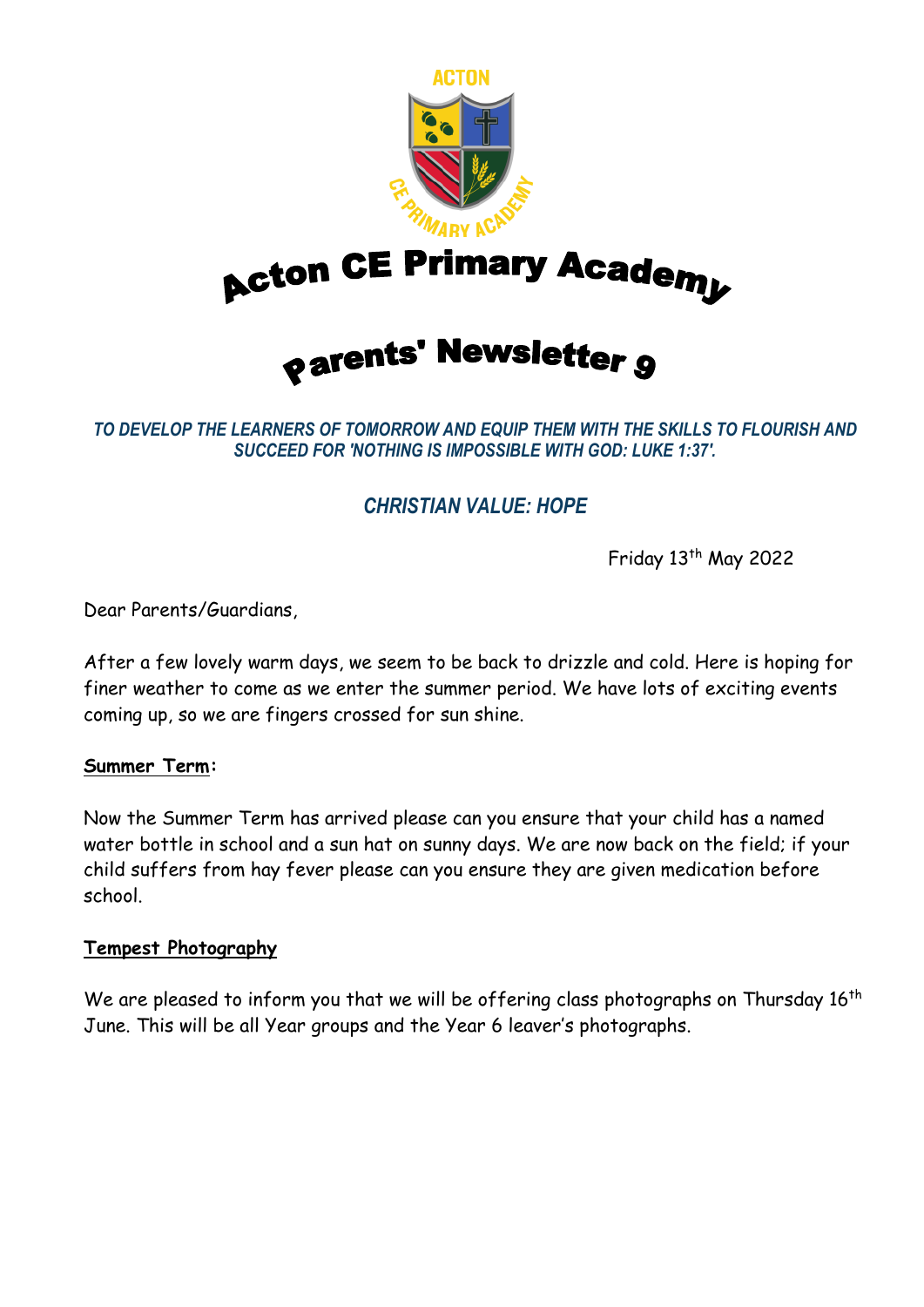# Acton CE Primary Academy

# Parents' Newsletter 9

***TO DEVELOP THE LEARNERS OF TOMORROW AND EQUIP THEM WITH THE SKILLS TO FLOURISH AND SUCCEED FOR 'NOTHING IS IMPOSSIBLE WITH GOD: LUKE 1:37'.***

***CHRISTIAN VALUE: HOPE***

Friday 13th May 2022

Dear Parents/Guardians,

After a few lovely warm days, we seem to be back to drizzle and cold. Here is hoping for finer weather to come as we enter the summer period. We have lots of exciting events coming up, so we are fingers crossed for sun shine.

**Summer Term:**

Now the Summer Term has arrived please can you ensure that your child has a named water bottle in school and a sun hat on sunny days. We are now back on the field; if your child suffers from hay fever please can you ensure they are given medication before school.

**Tempest Photography**

We are pleased to inform you that we will be offering class photographs on Thursday 16th June. This will be all Year groups and the Year 6 leaver's photographs.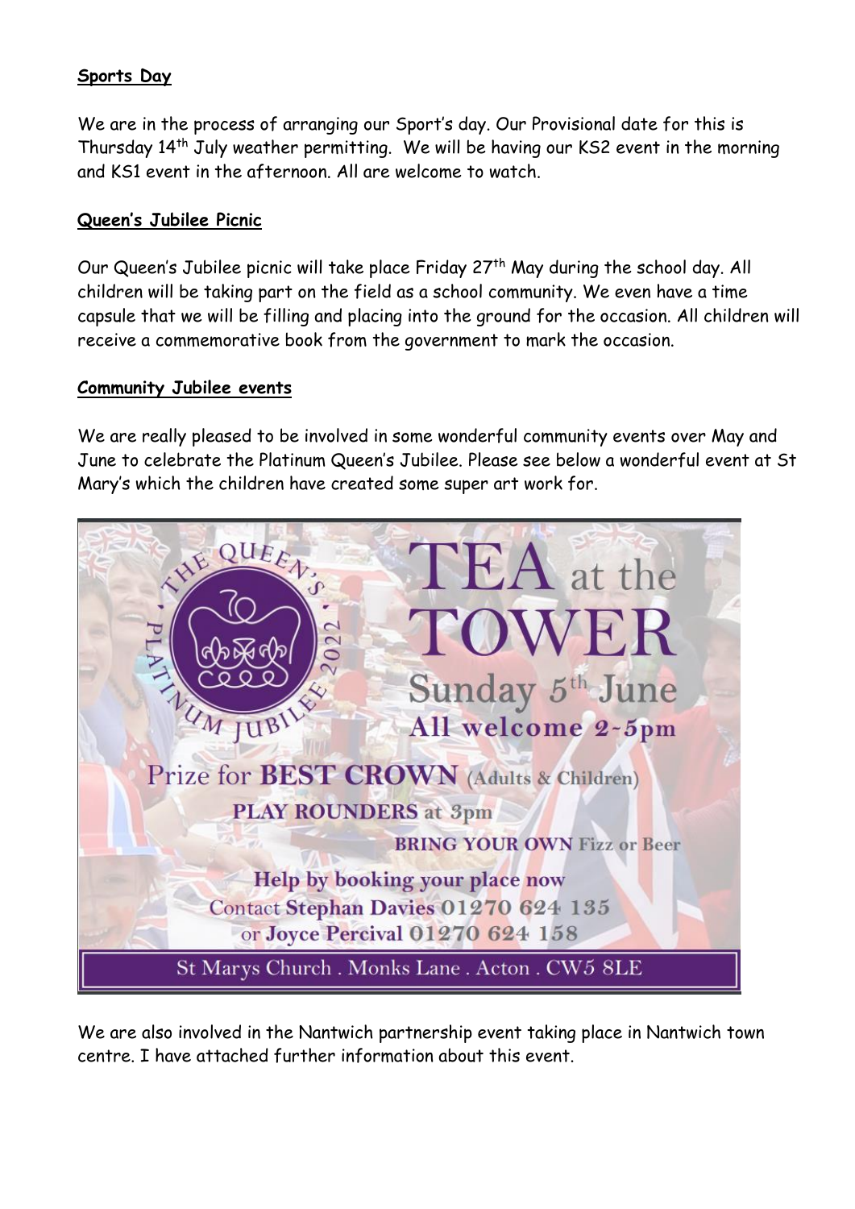**Sports Day**

We are in the process of arranging our Sport's day. Our Provisional date for this is Thursday 14th July weather permitting. We will be having our KS2 event in the morning and KS1 event in the afternoon. All are welcome to watch.

**Queen's Jubilee Picnic**

Our Queen's Jubilee picnic will take place Friday 27th May during the school day. All children will be taking part on the field as a school community. We even have a time capsule that we will be filling and placing into the ground for the occasion. All children will receive a commemorative book from the government to mark the occasion.

**Community Jubilee events**

We are really pleased to be involved in some wonderful community events over May and June to celebrate the Platinum Queen's Jubilee. Please see below a wonderful event at St Mary's which the children have created some super art work for.

THE QUEEN'S PLATINUM JUBILEE 2022

**TEA at the TOWER**

Sunday 5th June

**All welcome 2-5pm**

Prize for **BEST CROWN** (Adults & Children)

**PLAY ROUNDERS at 3pm**

**BRING YOUR OWN Fizz or Beer**

**Help by booking your place now**

Contact **Stephan Davies 01270 624 135**

or **Joyce Percival 01270 624 158**

St Marys Church . Monks Lane . Acton . CW5 8LE

We are also involved in the Nantwich partnership event taking place in Nantwich town centre. I have attached further information about this event.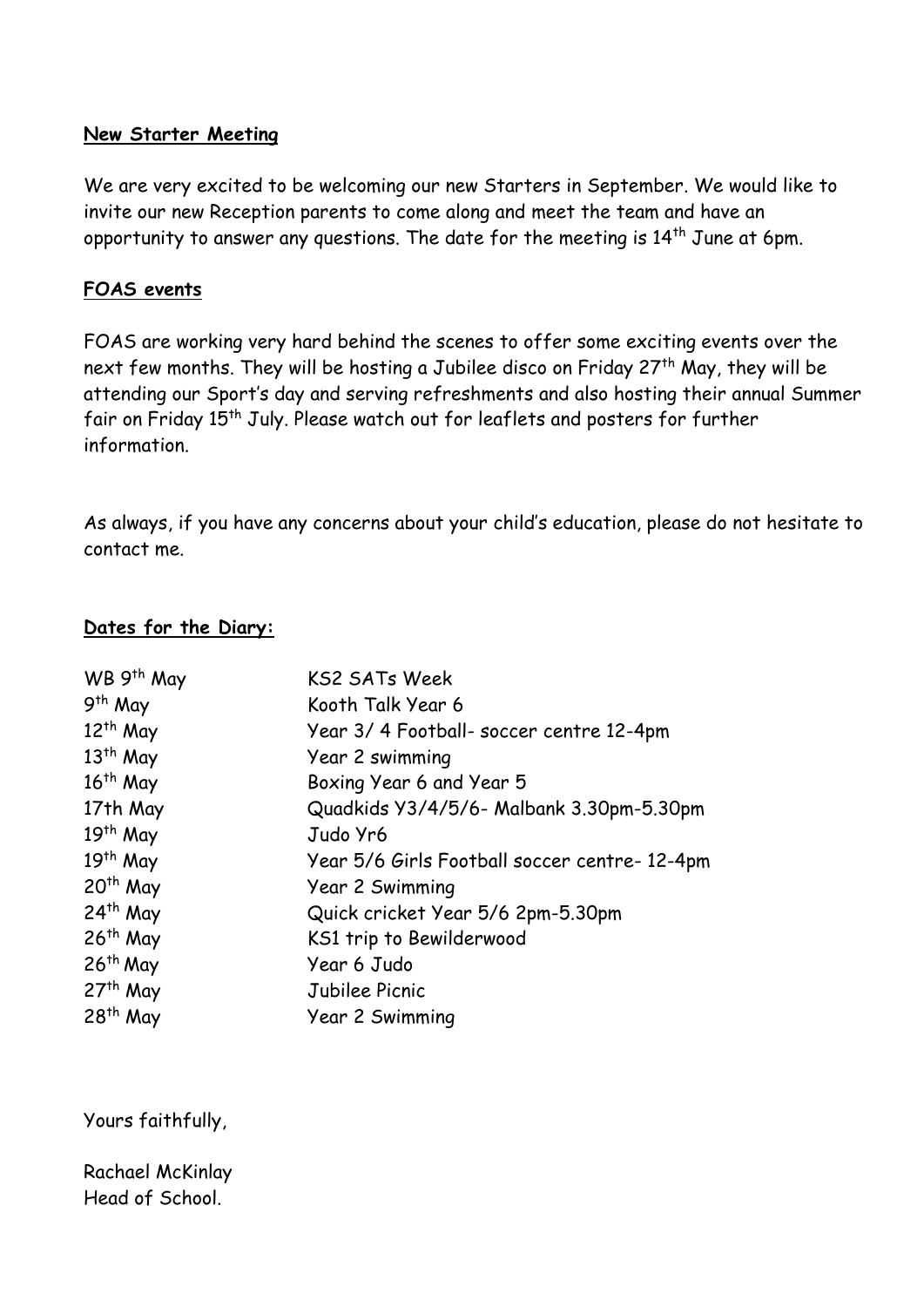**New Starter Meeting**

We are very excited to be welcoming our new Starters in September. We would like to invite our new Reception parents to come along and meet the team and have an opportunity to answer any questions. The date for the meeting is 14th June at 6pm.

**FOAS events**

FOAS are working very hard behind the scenes to offer some exciting events over the next few months. They will be hosting a Jubilee disco on Friday 27th May, they will be attending our Sport's day and serving refreshments and also hosting their annual Summer fair on Friday 15th July. Please watch out for leaflets and posters for further information.

As always, if you have any concerns about your child's education, please do not hesitate to contact me.

**Dates for the Diary:**

| | |
|---|---|
| WB 9th May | KS2 SATs Week |
| 9th May | Kooth Talk Year 6 |
| 12th May | Year 3/ 4 Football- soccer centre 12-4pm |
| 13th May | Year 2 swimming |
| 16th May | Boxing Year 6 and Year 5 |
| 17th May | Quadkids Y3/4/5/6- Malbank 3.30pm-5.30pm |
| 19th May | Judo Yr6 |
| 19th May | Year 5/6 Girls Football soccer centre- 12-4pm |
| 20th May | Year 2 Swimming |
| 24th May | Quick cricket Year 5/6 2pm-5.30pm |
| 26th May | KS1 trip to Bewilderwood |
| 26th May | Year 6 Judo |
| 27th May | Jubilee Picnic |
| 28th May | Year 2 Swimming |

Yours faithfully,

Rachael McKinlay
Head of School.